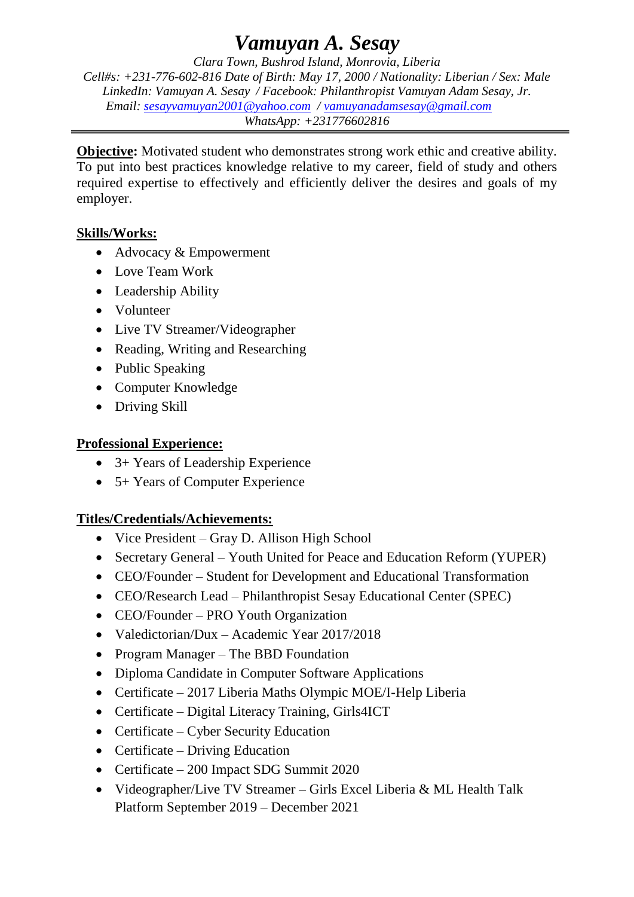# *Vamuyan A. Sesay*

*Clara Town, Bushrod Island, Monrovia, Liberia*
*Cell#s: +231-776-602-816 Date of Birth: May 17, 2000 / Nationality: Liberian / Sex: Male*
*LinkedIn: Vamuyan A. Sesay / Facebook: Philanthropist Vamuyan Adam Sesay, Jr.*
*Email: sesayvamuyan2001@yahoo.com / vamuyanadamsesay@gmail.com*
*WhatsApp: +231776602816*

---

**Objective:** Motivated student who demonstrates strong work ethic and creative ability. To put into best practices knowledge relative to my career, field of study and others required expertise to effectively and efficiently deliver the desires and goals of my employer.

## Skills/Works:

- Advocacy & Empowerment
- Love Team Work
- Leadership Ability
- Volunteer
- Live TV Streamer/Videographer
- Reading, Writing and Researching
- Public Speaking
- Computer Knowledge
- Driving Skill

## Professional Experience:

- 3+ Years of Leadership Experience
- 5+ Years of Computer Experience

## Titles/Credentials/Achievements:

- Vice President – Gray D. Allison High School
- Secretary General – Youth United for Peace and Education Reform (YUPER)
- CEO/Founder – Student for Development and Educational Transformation
- CEO/Research Lead – Philanthropist Sesay Educational Center (SPEC)
- CEO/Founder – PRO Youth Organization
- Valedictorian/Dux – Academic Year 2017/2018
- Program Manager – The BBD Foundation
- Diploma Candidate in Computer Software Applications
- Certificate – 2017 Liberia Maths Olympic MOE/I-Help Liberia
- Certificate – Digital Literacy Training, Girls4ICT
- Certificate – Cyber Security Education
- Certificate – Driving Education
- Certificate – 200 Impact SDG Summit 2020
- Videographer/Live TV Streamer – Girls Excel Liberia & ML Health Talk Platform September 2019 – December 2021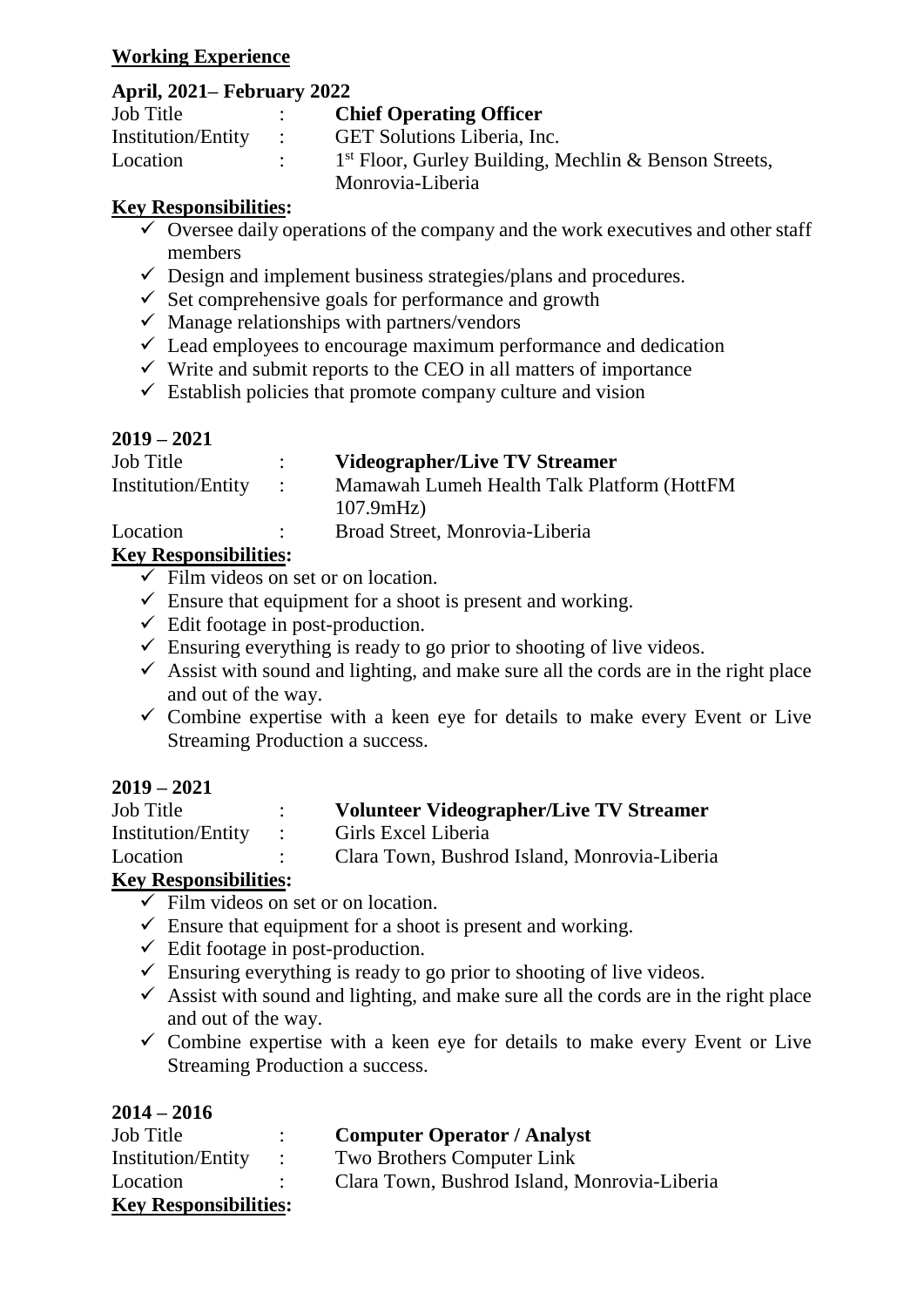**Working Experience**

**April, 2021– February 2022**

Job Title : **Chief Operating Officer**
Institution/Entity : GET Solutions Liberia, Inc.
Location : 1st Floor, Gurley Building, Mechlin & Benson Streets, Monrovia-Liberia

**Key Responsibilities:**

- ✓ Oversee daily operations of the company and the work executives and other staff members
- ✓ Design and implement business strategies/plans and procedures.
- ✓ Set comprehensive goals for performance and growth
- ✓ Manage relationships with partners/vendors
- ✓ Lead employees to encourage maximum performance and dedication
- ✓ Write and submit reports to the CEO in all matters of importance
- ✓ Establish policies that promote company culture and vision

**2019 – 2021**

Job Title : **Videographer/Live TV Streamer**
Institution/Entity : Mamawah Lumeh Health Talk Platform (HottFM 107.9mHz)
Location : Broad Street, Monrovia-Liberia

**Key Responsibilities:**

- ✓ Film videos on set or on location.
- ✓ Ensure that equipment for a shoot is present and working.
- ✓ Edit footage in post-production.
- ✓ Ensuring everything is ready to go prior to shooting of live videos.
- ✓ Assist with sound and lighting, and make sure all the cords are in the right place and out of the way.
- ✓ Combine expertise with a keen eye for details to make every Event or Live Streaming Production a success.

**2019 – 2021**

Job Title : **Volunteer Videographer/Live TV Streamer**
Institution/Entity : Girls Excel Liberia
Location : Clara Town, Bushrod Island, Monrovia-Liberia

**Key Responsibilities:**

- ✓ Film videos on set or on location.
- ✓ Ensure that equipment for a shoot is present and working.
- ✓ Edit footage in post-production.
- ✓ Ensuring everything is ready to go prior to shooting of live videos.
- ✓ Assist with sound and lighting, and make sure all the cords are in the right place and out of the way.
- ✓ Combine expertise with a keen eye for details to make every Event or Live Streaming Production a success.

**2014 – 2016**

Job Title : **Computer Operator / Analyst**
Institution/Entity : Two Brothers Computer Link
Location : Clara Town, Bushrod Island, Monrovia-Liberia

**Key Responsibilities:**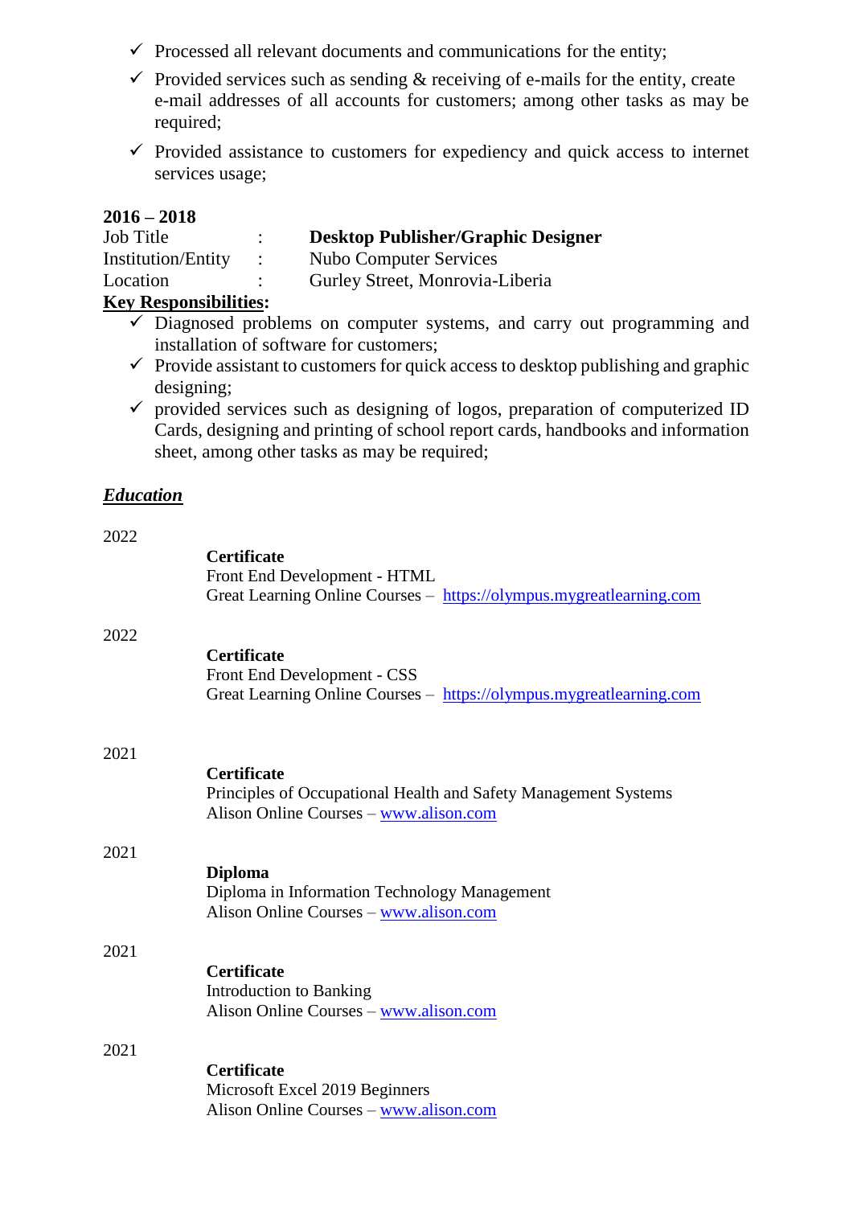- ✓ Processed all relevant documents and communications for the entity;
- ✓ Provided services such as sending & receiving of e-mails for the entity, create e-mail addresses of all accounts for customers; among other tasks as may be required;
- ✓ Provided assistance to customers for expediency and quick access to internet services usage;

**2016 – 2018**

| | | |
|---|---|---|
| Job Title | : | **Desktop Publisher/Graphic Designer** |
| Institution/Entity | : | Nubo Computer Services |
| Location | : | Gurley Street, Monrovia-Liberia |

**Key Responsibilities:**

- ✓ Diagnosed problems on computer systems, and carry out programming and installation of software for customers;
- ✓ Provide assistant to customers for quick access to desktop publishing and graphic designing;
- ✓ provided services such as designing of logos, preparation of computerized ID Cards, designing and printing of school report cards, handbooks and information sheet, among other tasks as may be required;

## ***Education***

2022

**Certificate**
Front End Development - HTML
Great Learning Online Courses – https://olympus.mygreatlearning.com

2022

**Certificate**
Front End Development - CSS
Great Learning Online Courses – https://olympus.mygreatlearning.com

2021

**Certificate**
Principles of Occupational Health and Safety Management Systems
Alison Online Courses – www.alison.com

2021

**Diploma**
Diploma in Information Technology Management
Alison Online Courses – www.alison.com

2021

**Certificate**
Introduction to Banking
Alison Online Courses – www.alison.com

2021

**Certificate**
Microsoft Excel 2019 Beginners
Alison Online Courses – www.alison.com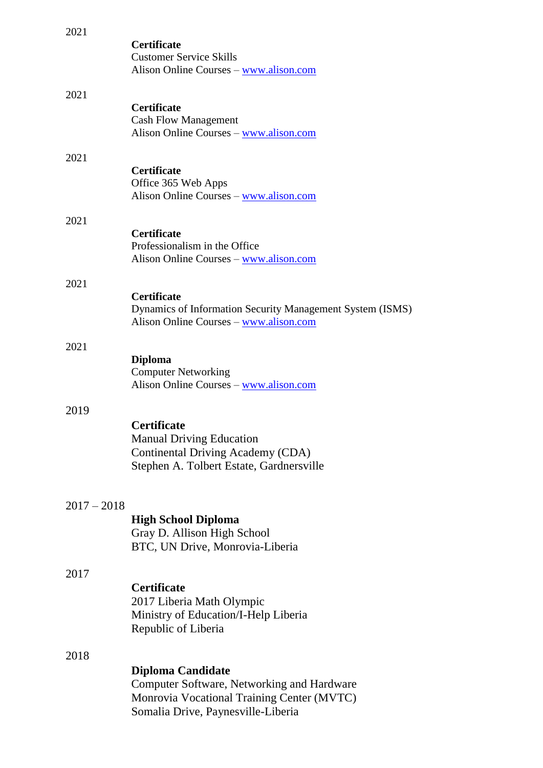2021

**Certificate**
Customer Service Skills
Alison Online Courses – www.alison.com

2021

**Certificate**
Cash Flow Management
Alison Online Courses – www.alison.com

2021

**Certificate**
Office 365 Web Apps
Alison Online Courses – www.alison.com

2021

**Certificate**
Professionalism in the Office
Alison Online Courses – www.alison.com

2021

**Certificate**
Dynamics of Information Security Management System (ISMS)
Alison Online Courses – www.alison.com

2021

**Diploma**
Computer Networking
Alison Online Courses – www.alison.com

2019

**Certificate**
Manual Driving Education
Continental Driving Academy (CDA)
Stephen A. Tolbert Estate, Gardnersville

2017 – 2018

**High School Diploma**
Gray D. Allison High School
BTC, UN Drive, Monrovia-Liberia

2017

**Certificate**
2017 Liberia Math Olympic
Ministry of Education/I-Help Liberia
Republic of Liberia

2018

**Diploma Candidate**
Computer Software, Networking and Hardware
Monrovia Vocational Training Center (MVTC)
Somalia Drive, Paynesville-Liberia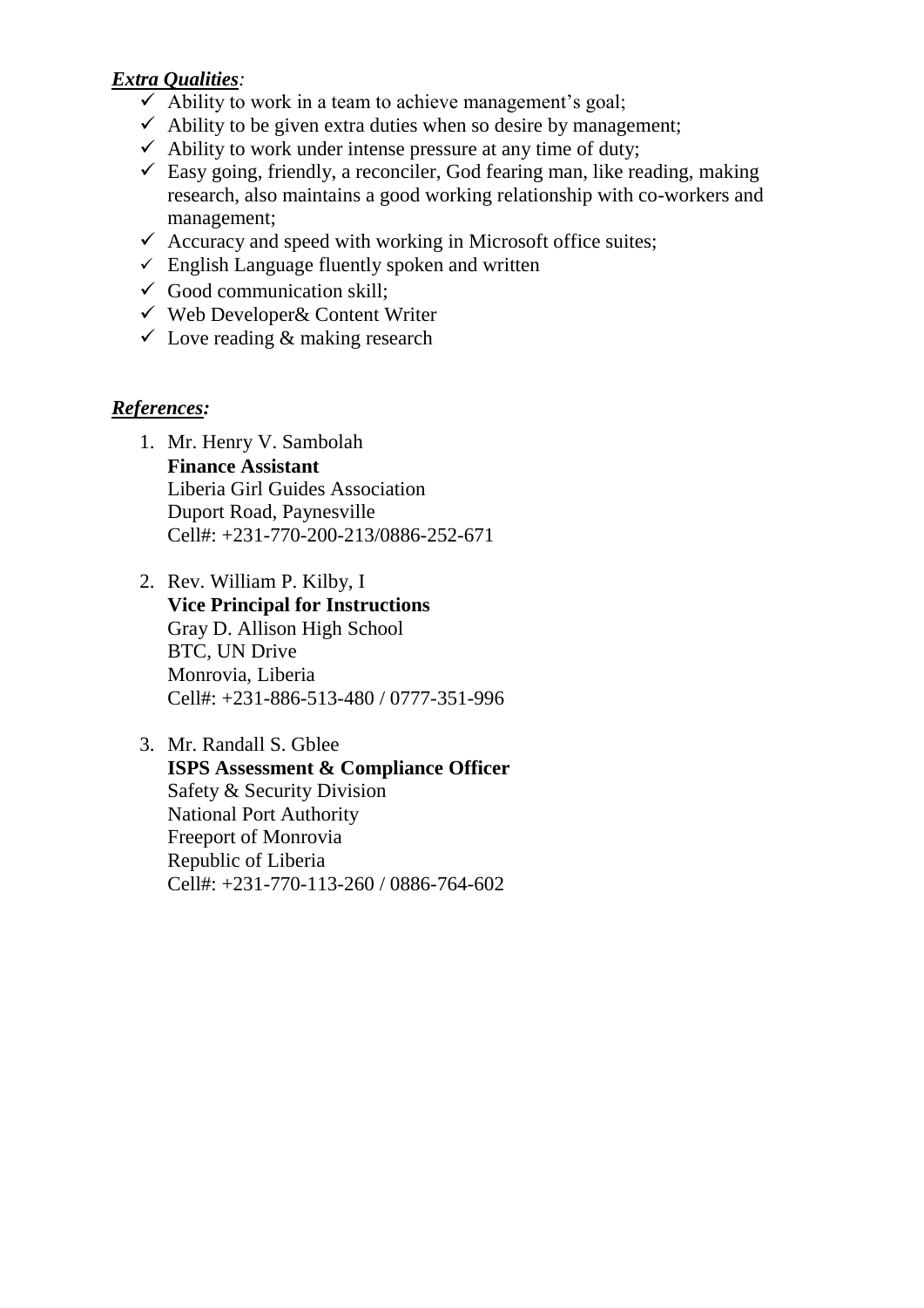***Extra Qualities*:**

- ✓ Ability to work in a team to achieve management's goal;
- ✓ Ability to be given extra duties when so desire by management;
- ✓ Ability to work under intense pressure at any time of duty;
- ✓ Easy going, friendly, a reconciler, God fearing man, like reading, making research, also maintains a good working relationship with co-workers and management;
- ✓ Accuracy and speed with working in Microsoft office suites;
- ✓ English Language fluently spoken and written
- ✓ Good communication skill;
- ✓ Web Developer& Content Writer
- ✓ Love reading & making research

***References:***

1. Mr. Henry V. Sambolah
   **Finance Assistant**
   Liberia Girl Guides Association
   Duport Road, Paynesville
   Cell#: +231-770-200-213/0886-252-671

2. Rev. William P. Kilby, I
   **Vice Principal for Instructions**
   Gray D. Allison High School
   BTC, UN Drive
   Monrovia, Liberia
   Cell#: +231-886-513-480 / 0777-351-996

3. Mr. Randall S. Gblee
   **ISPS Assessment & Compliance Officer**
   Safety & Security Division
   National Port Authority
   Freeport of Monrovia
   Republic of Liberia
   Cell#: +231-770-113-260 / 0886-764-602